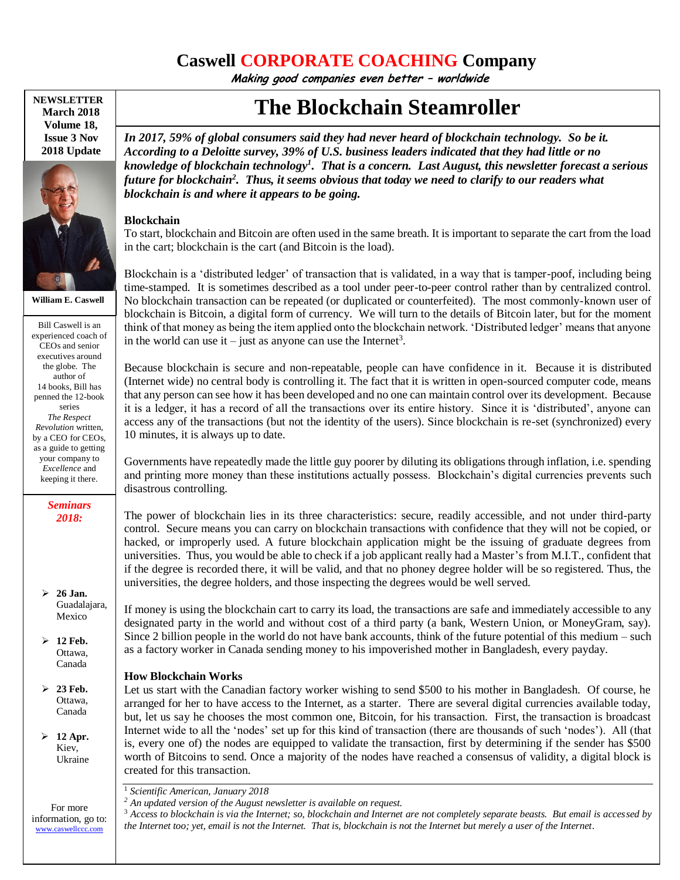# Caswell CORPORATE COACHING Company

*Making good companies even better – worldwide*

**NEWSLETTER March 2018 Volume 18, Issue 3 Nov 2018 Update**

**William E. Caswell**

Bill Caswell is an experienced coach of CEOs and senior executives around the globe. The author of 14 books, Bill has penned the 12-book series *The Respect Revolution* written, by a CEO for CEOs, as a guide to getting your company to *Excellence* and keeping it there.

***Seminars 2018:***

- **26 Jan.** Guadalajara, Mexico
- **12 Feb.** Ottawa, Canada
- **23 Feb.** Ottawa, Canada
- **12 Apr.** Kiev, Ukraine

For more information, go to: www.caswellccc.com

# The Blockchain Steamroller

***In 2017, 59% of global consumers said they had never heard of blockchain technology. So be it. According to a Deloitte survey, 39% of U.S. business leaders indicated that they had little or no knowledge of blockchain technology[1]. That is a concern. Last August, this newsletter forecast a serious future for blockchain[2]. Thus, it seems obvious that today we need to clarify to our readers what blockchain is and where it appears to be going.***

### Blockchain

To start, blockchain and Bitcoin are often used in the same breath. It is important to separate the cart from the load in the cart; blockchain is the cart (and Bitcoin is the load).

Blockchain is a 'distributed ledger' of transaction that is validated, in a way that is tamper-poof, including being time-stamped. It is sometimes described as a tool under peer-to-peer control rather than by centralized control. No blockchain transaction can be repeated (or duplicated or counterfeited). The most commonly-known user of blockchain is Bitcoin, a digital form of currency. We will turn to the details of Bitcoin later, but for the moment think of that money as being the item applied onto the blockchain network. 'Distributed ledger' means that anyone in the world can use it – just as anyone can use the Internet[3].

Because blockchain is secure and non-repeatable, people can have confidence in it. Because it is distributed (Internet wide) no central body is controlling it. The fact that it is written in open-sourced computer code, means that any person can see how it has been developed and no one can maintain control over its development. Because it is a ledger, it has a record of all the transactions over its entire history. Since it is 'distributed', anyone can access any of the transactions (but not the identity of the users). Since blockchain is re-set (synchronized) every 10 minutes, it is always up to date.

Governments have repeatedly made the little guy poorer by diluting its obligations through inflation, i.e. spending and printing more money than these institutions actually possess. Blockchain's digital currencies prevents such disastrous controlling.

The power of blockchain lies in its three characteristics: secure, readily accessible, and not under third-party control. Secure means you can carry on blockchain transactions with confidence that they will not be copied, or hacked, or improperly used. A future blockchain application might be the issuing of graduate degrees from universities. Thus, you would be able to check if a job applicant really had a Master's from M.I.T., confident that if the degree is recorded there, it will be valid, and that no phoney degree holder will be so registered. Thus, the universities, the degree holders, and those inspecting the degrees would be well served.

If money is using the blockchain cart to carry its load, the transactions are safe and immediately accessible to any designated party in the world and without cost of a third party (a bank, Western Union, or MoneyGram, say). Since 2 billion people in the world do not have bank accounts, think of the future potential of this medium – such as a factory worker in Canada sending money to his impoverished mother in Bangladesh, every payday.

### How Blockchain Works

Let us start with the Canadian factory worker wishing to send $500 to his mother in Bangladesh. Of course, he arranged for her to have access to the Internet, as a starter. There are several digital currencies available today, but, let us say he chooses the most common one, Bitcoin, for his transaction. First, the transaction is broadcast Internet wide to all the 'nodes' set up for this kind of transaction (there are thousands of such 'nodes'). All (that is, every one of) the nodes are equipped to validate the transaction, first by determining if the sender has $500 worth of Bitcoins to send. Once a majority of the nodes have reached a consensus of validity, a digital block is created for this transaction.

---

[1] *Scientific American, January 2018*

[2] *An updated version of the August newsletter is available on request.*

[3] *Access to blockchain is via the Internet; so, blockchain and Internet are not completely separate beasts. But email is accessed by the Internet too; yet, email is not the Internet. That is, blockchain is not the Internet but merely a user of the Internet.*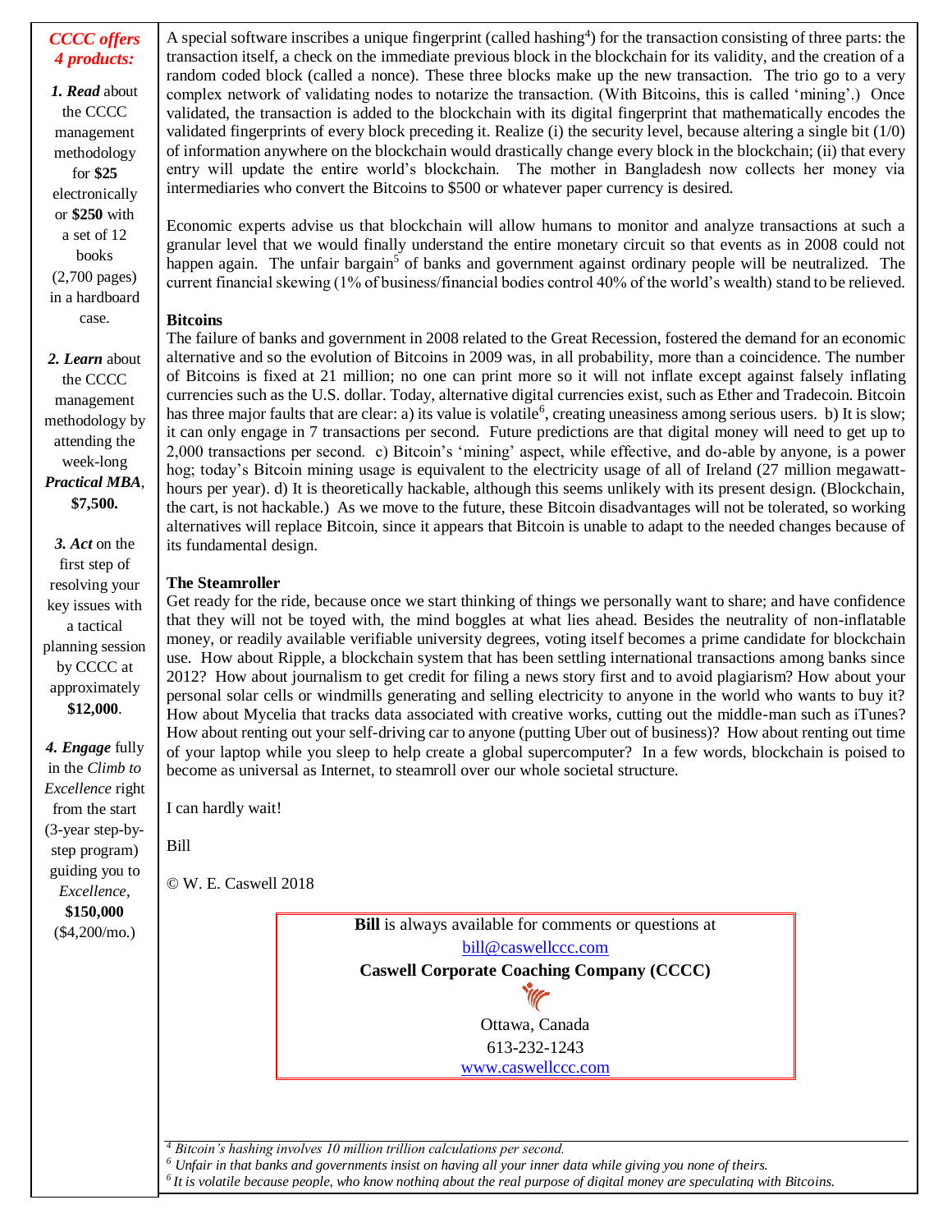A special software inscribes a unique fingerprint (called hashing[4]) for the transaction consisting of three parts: the transaction itself, a check on the immediate previous block in the blockchain for its validity, and the creation of a random coded block (called a nonce). These three blocks make up the new transaction. The trio go to a very complex network of validating nodes to notarize the transaction. (With Bitcoins, this is called 'mining'.) Once validated, the transaction is added to the blockchain with its digital fingerprint that mathematically encodes the validated fingerprints of every block preceding it. Realize (i) the security level, because altering a single bit (1/0) of information anywhere on the blockchain would drastically change every block in the blockchain; (ii) that every entry will update the entire world's blockchain. The mother in Bangladesh now collects her money via intermediaries who convert the Bitcoins to $500 or whatever paper currency is desired.

Economic experts advise us that blockchain will allow humans to monitor and analyze transactions at such a granular level that we would finally understand the entire monetary circuit so that events as in 2008 could not happen again. The unfair bargain[5] of banks and government against ordinary people will be neutralized. The current financial skewing (1% of business/financial bodies control 40% of the world's wealth) stand to be relieved.

**Bitcoins**

The failure of banks and government in 2008 related to the Great Recession, fostered the demand for an economic alternative and so the evolution of Bitcoins in 2009 was, in all probability, more than a coincidence. The number of Bitcoins is fixed at 21 million; no one can print more so it will not inflate except against falsely inflating currencies such as the U.S. dollar. Today, alternative digital currencies exist, such as Ether and Tradecoin. Bitcoin has three major faults that are clear: a) its value is volatile[6], creating uneasiness among serious users. b) It is slow; it can only engage in 7 transactions per second. Future predictions are that digital money will need to get up to 2,000 transactions per second. c) Bitcoin's 'mining' aspect, while effective, and do-able by anyone, is a power hog; today's Bitcoin mining usage is equivalent to the electricity usage of all of Ireland (27 million megawatt-hours per year). d) It is theoretically hackable, although this seems unlikely with its present design. (Blockchain, the cart, is not hackable.) As we move to the future, these Bitcoin disadvantages will not be tolerated, so working alternatives will replace Bitcoin, since it appears that Bitcoin is unable to adapt to the needed changes because of its fundamental design.

**The Steamroller**

Get ready for the ride, because once we start thinking of things we personally want to share; and have confidence that they will not be toyed with, the mind boggles at what lies ahead. Besides the neutrality of non-inflatable money, or readily available verifiable university degrees, voting itself becomes a prime candidate for blockchain use. How about Ripple, a blockchain system that has been settling international transactions among banks since 2012? How about journalism to get credit for filing a news story first and to avoid plagiarism? How about your personal solar cells or windmills generating and selling electricity to anyone in the world who wants to buy it? How about Mycelia that tracks data associated with creative works, cutting out the middle-man such as iTunes? How about renting out your self-driving car to anyone (putting Uber out of business)? How about renting out time of your laptop while you sleep to help create a global supercomputer? In a few words, blockchain is poised to become as universal as Internet, to steamroll over our whole societal structure.

I can hardly wait!

Bill

© W. E. Caswell 2018

**Bill** is always available for comments or questions at
bill@caswellccc.com
**Caswell Corporate Coaching Company (CCCC)**
Ottawa, Canada
613-232-1243
www.caswellccc.com

*CCCC offers 4 products:*

***1. Read*** about the CCCC management methodology for **$25** electronically or **$250** with a set of 12 books (2,700 pages) in a hardboard case.

***2. Learn*** about the CCCC management methodology by attending the week-long ***Practical MBA***, **$7,500.**

***3. Act*** on the first step of resolving your key issues with a tactical planning session by CCCC at approximately **$12,000**.

***4. Engage*** fully in the *Climb to Excellence* right from the start (3-year step-by-step program) guiding you to *Excellence*, **$150,000** ($4,200/mo.)

---

*[4] Bitcoin's hashing involves 10 million trillion calculations per second.*

*[6] Unfair in that banks and governments insist on having all your inner data while giving you none of theirs.*

*[6] It is volatile because people, who know nothing about the real purpose of digital money are speculating with Bitcoins.*